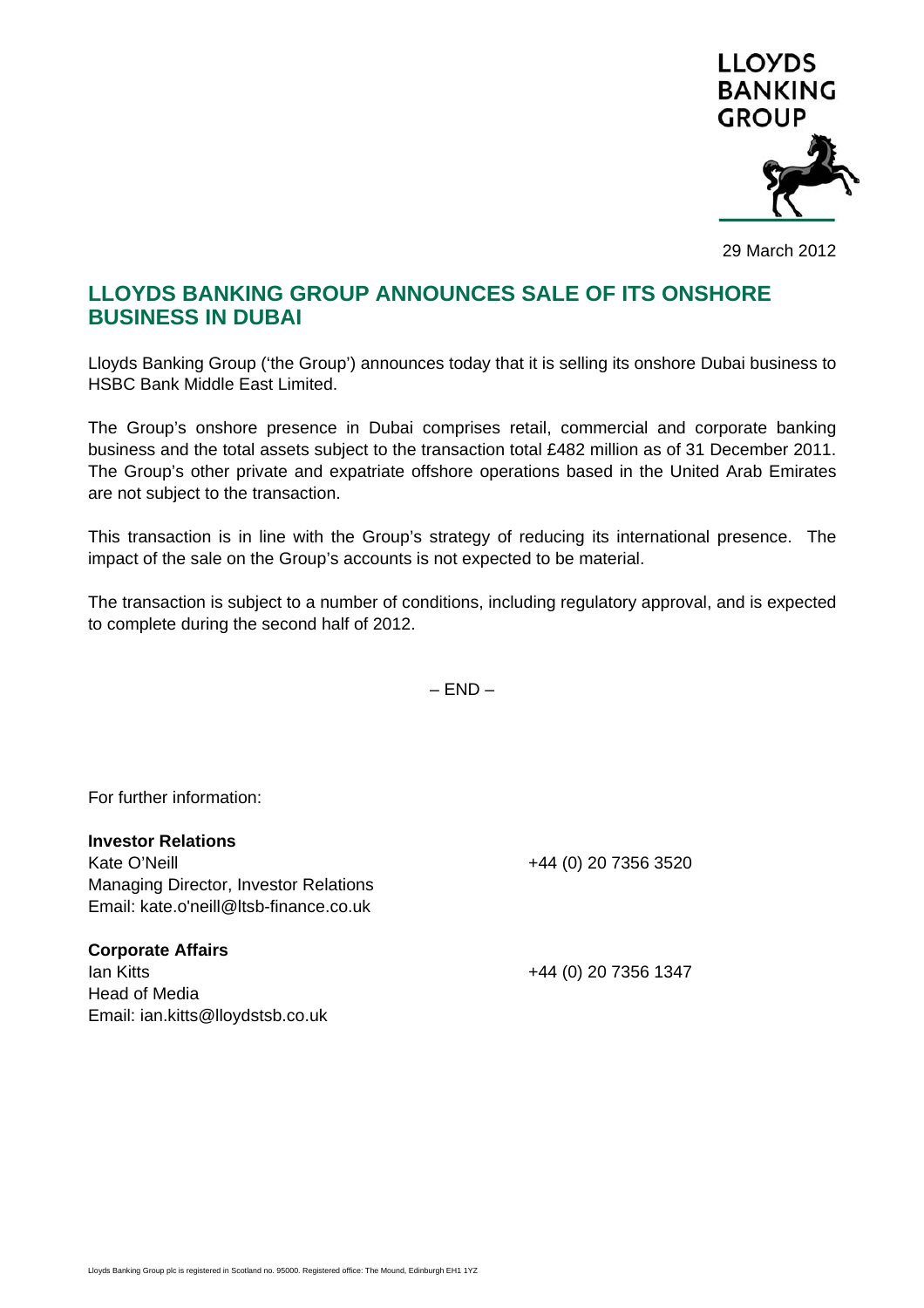LLOYDS BANKING GROUP

29 March 2012

# LLOYDS BANKING GROUP ANNOUNCES SALE OF ITS ONSHORE BUSINESS IN DUBAI

Lloyds Banking Group ('the Group') announces today that it is selling its onshore Dubai business to HSBC Bank Middle East Limited.

The Group's onshore presence in Dubai comprises retail, commercial and corporate banking business and the total assets subject to the transaction total £482 million as of 31 December 2011. The Group's other private and expatriate offshore operations based in the United Arab Emirates are not subject to the transaction.

This transaction is in line with the Group's strategy of reducing its international presence. The impact of the sale on the Group's accounts is not expected to be material.

The transaction is subject to a number of conditions, including regulatory approval, and is expected to complete during the second half of 2012.

– END –

For further information:

**Investor Relations**
Kate O'Neill — +44 (0) 20 7356 3520
Managing Director, Investor Relations
Email: kate.o'neill@ltsb-finance.co.uk

**Corporate Affairs**
Ian Kitts — +44 (0) 20 7356 1347
Head of Media
Email: ian.kitts@lloydstsb.co.uk

Lloyds Banking Group plc is registered in Scotland no. 95000. Registered office: The Mound, Edinburgh EH1 1YZ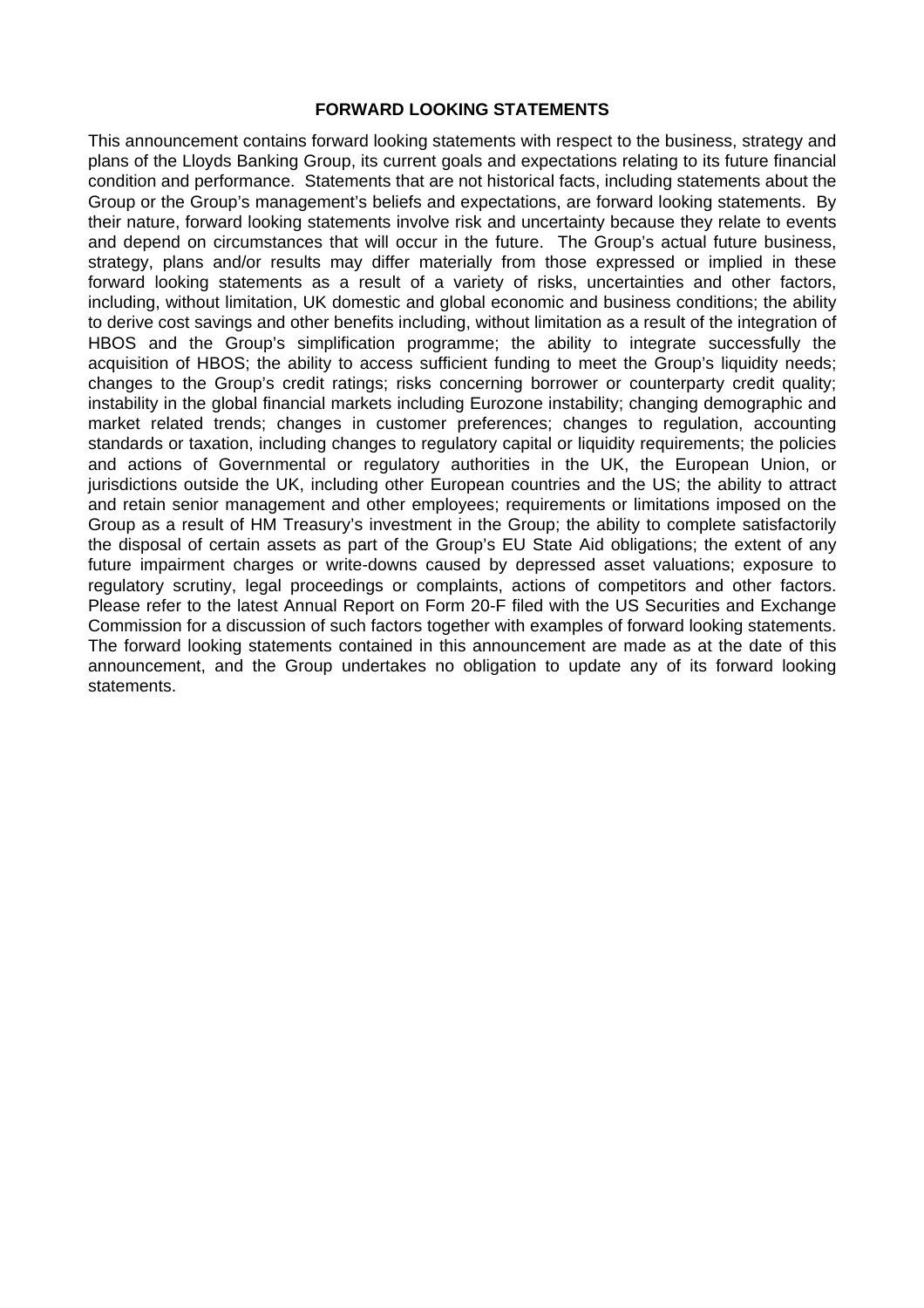# FORWARD LOOKING STATEMENTS

This announcement contains forward looking statements with respect to the business, strategy and plans of the Lloyds Banking Group, its current goals and expectations relating to its future financial condition and performance. Statements that are not historical facts, including statements about the Group or the Group's management's beliefs and expectations, are forward looking statements. By their nature, forward looking statements involve risk and uncertainty because they relate to events and depend on circumstances that will occur in the future. The Group's actual future business, strategy, plans and/or results may differ materially from those expressed or implied in these forward looking statements as a result of a variety of risks, uncertainties and other factors, including, without limitation, UK domestic and global economic and business conditions; the ability to derive cost savings and other benefits including, without limitation as a result of the integration of HBOS and the Group's simplification programme; the ability to integrate successfully the acquisition of HBOS; the ability to access sufficient funding to meet the Group's liquidity needs; changes to the Group's credit ratings; risks concerning borrower or counterparty credit quality; instability in the global financial markets including Eurozone instability; changing demographic and market related trends; changes in customer preferences; changes to regulation, accounting standards or taxation, including changes to regulatory capital or liquidity requirements; the policies and actions of Governmental or regulatory authorities in the UK, the European Union, or jurisdictions outside the UK, including other European countries and the US; the ability to attract and retain senior management and other employees; requirements or limitations imposed on the Group as a result of HM Treasury's investment in the Group; the ability to complete satisfactorily the disposal of certain assets as part of the Group's EU State Aid obligations; the extent of any future impairment charges or write-downs caused by depressed asset valuations; exposure to regulatory scrutiny, legal proceedings or complaints, actions of competitors and other factors. Please refer to the latest Annual Report on Form 20-F filed with the US Securities and Exchange Commission for a discussion of such factors together with examples of forward looking statements. The forward looking statements contained in this announcement are made as at the date of this announcement, and the Group undertakes no obligation to update any of its forward looking statements.